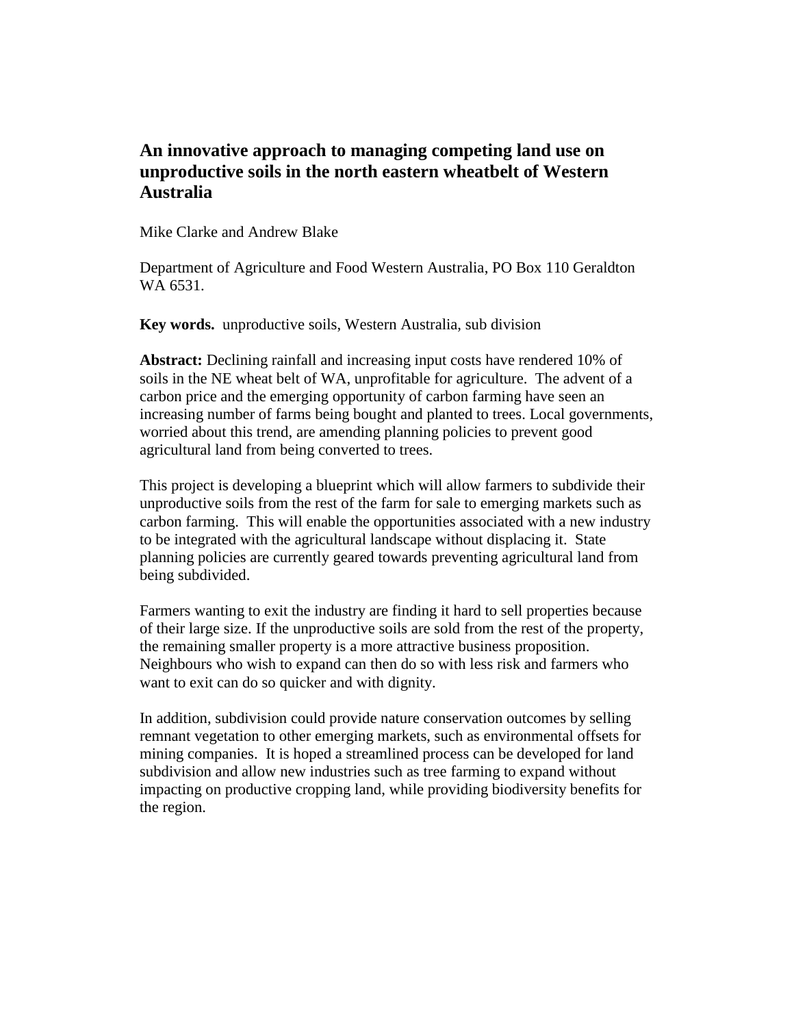# An innovative approach to managing competing land use on unproductive soils in the north eastern wheatbelt of Western Australia

Mike Clarke and Andrew Blake

Department of Agriculture and Food Western Australia, PO Box 110 Geraldton WA 6531.

**Key words.** unproductive soils, Western Australia, sub division

**Abstract:** Declining rainfall and increasing input costs have rendered 10% of soils in the NE wheat belt of WA, unprofitable for agriculture. The advent of a carbon price and the emerging opportunity of carbon farming have seen an increasing number of farms being bought and planted to trees. Local governments, worried about this trend, are amending planning policies to prevent good agricultural land from being converted to trees.

This project is developing a blueprint which will allow farmers to subdivide their unproductive soils from the rest of the farm for sale to emerging markets such as carbon farming. This will enable the opportunities associated with a new industry to be integrated with the agricultural landscape without displacing it. State planning policies are currently geared towards preventing agricultural land from being subdivided.

Farmers wanting to exit the industry are finding it hard to sell properties because of their large size. If the unproductive soils are sold from the rest of the property, the remaining smaller property is a more attractive business proposition. Neighbours who wish to expand can then do so with less risk and farmers who want to exit can do so quicker and with dignity.

In addition, subdivision could provide nature conservation outcomes by selling remnant vegetation to other emerging markets, such as environmental offsets for mining companies. It is hoped a streamlined process can be developed for land subdivision and allow new industries such as tree farming to expand without impacting on productive cropping land, while providing biodiversity benefits for the region.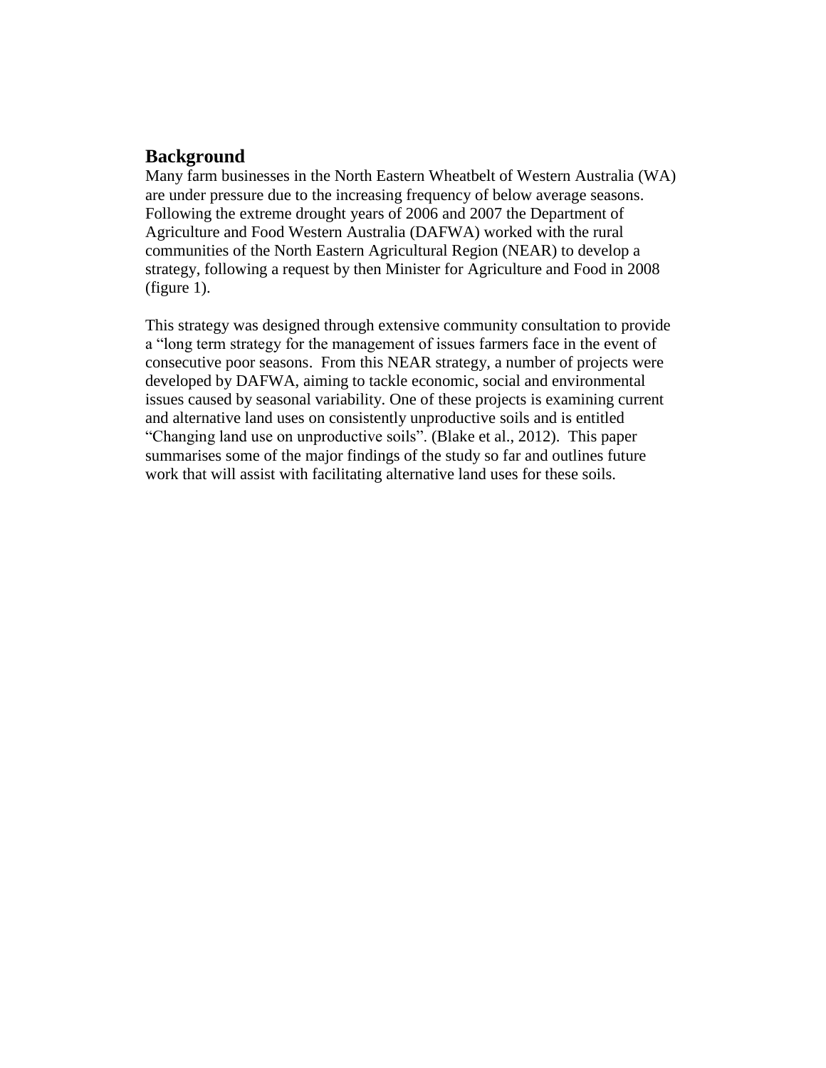## Background

Many farm businesses in the North Eastern Wheatbelt of Western Australia (WA) are under pressure due to the increasing frequency of below average seasons. Following the extreme drought years of 2006 and 2007 the Department of Agriculture and Food Western Australia (DAFWA) worked with the rural communities of the North Eastern Agricultural Region (NEAR) to develop a strategy, following a request by then Minister for Agriculture and Food in 2008 (figure 1).

This strategy was designed through extensive community consultation to provide a "long term strategy for the management of issues farmers face in the event of consecutive poor seasons. From this NEAR strategy, a number of projects were developed by DAFWA, aiming to tackle economic, social and environmental issues caused by seasonal variability. One of these projects is examining current and alternative land uses on consistently unproductive soils and is entitled "Changing land use on unproductive soils". (Blake et al., 2012). This paper summarises some of the major findings of the study so far and outlines future work that will assist with facilitating alternative land uses for these soils.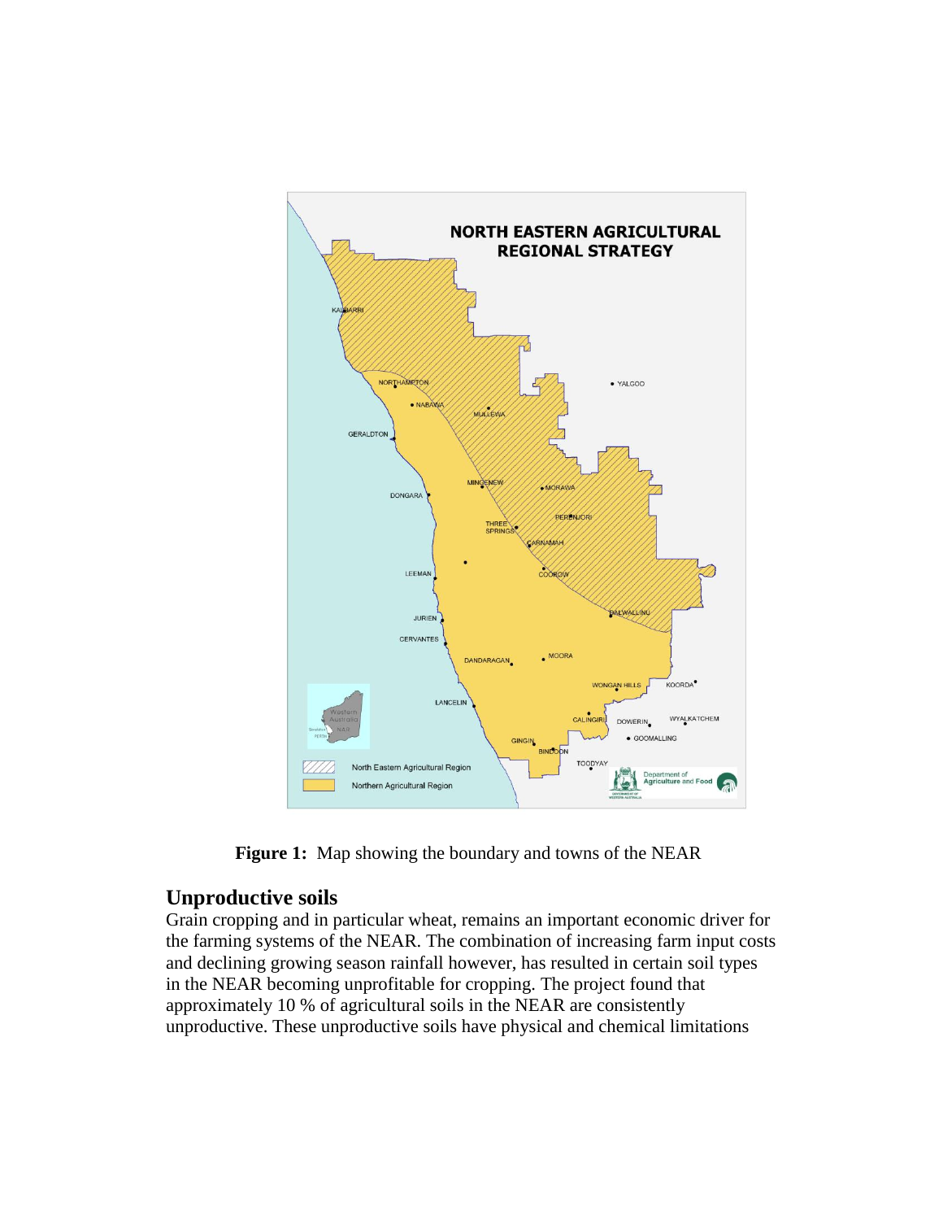**Figure 1:** Map showing the boundary and towns of the NEAR

## Unproductive soils

Grain cropping and in particular wheat, remains an important economic driver for the farming systems of the NEAR. The combination of increasing farm input costs and declining growing season rainfall however, has resulted in certain soil types in the NEAR becoming unprofitable for cropping. The project found that approximately 10 % of agricultural soils in the NEAR are consistently unproductive. These unproductive soils have physical and chemical limitations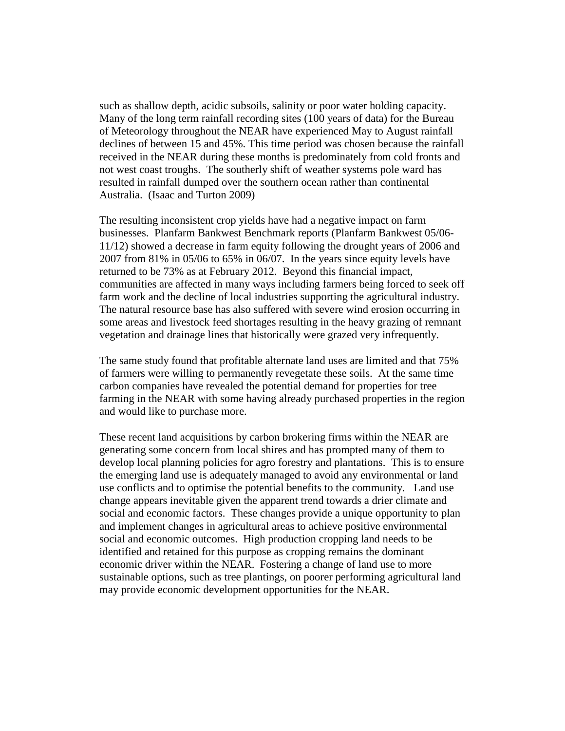such as shallow depth, acidic subsoils, salinity or poor water holding capacity. Many of the long term rainfall recording sites (100 years of data) for the Bureau of Meteorology throughout the NEAR have experienced May to August rainfall declines of between 15 and 45%. This time period was chosen because the rainfall received in the NEAR during these months is predominately from cold fronts and not west coast troughs. The southerly shift of weather systems pole ward has resulted in rainfall dumped over the southern ocean rather than continental Australia. (Isaac and Turton 2009)

The resulting inconsistent crop yields have had a negative impact on farm businesses. Planfarm Bankwest Benchmark reports (Planfarm Bankwest 05/06-11/12) showed a decrease in farm equity following the drought years of 2006 and 2007 from 81% in 05/06 to 65% in 06/07. In the years since equity levels have returned to be 73% as at February 2012. Beyond this financial impact, communities are affected in many ways including farmers being forced to seek off farm work and the decline of local industries supporting the agricultural industry. The natural resource base has also suffered with severe wind erosion occurring in some areas and livestock feed shortages resulting in the heavy grazing of remnant vegetation and drainage lines that historically were grazed very infrequently.

The same study found that profitable alternate land uses are limited and that 75% of farmers were willing to permanently revegetate these soils. At the same time carbon companies have revealed the potential demand for properties for tree farming in the NEAR with some having already purchased properties in the region and would like to purchase more.

These recent land acquisitions by carbon brokering firms within the NEAR are generating some concern from local shires and has prompted many of them to develop local planning policies for agro forestry and plantations. This is to ensure the emerging land use is adequately managed to avoid any environmental or land use conflicts and to optimise the potential benefits to the community. Land use change appears inevitable given the apparent trend towards a drier climate and social and economic factors. These changes provide a unique opportunity to plan and implement changes in agricultural areas to achieve positive environmental social and economic outcomes. High production cropping land needs to be identified and retained for this purpose as cropping remains the dominant economic driver within the NEAR. Fostering a change of land use to more sustainable options, such as tree plantings, on poorer performing agricultural land may provide economic development opportunities for the NEAR.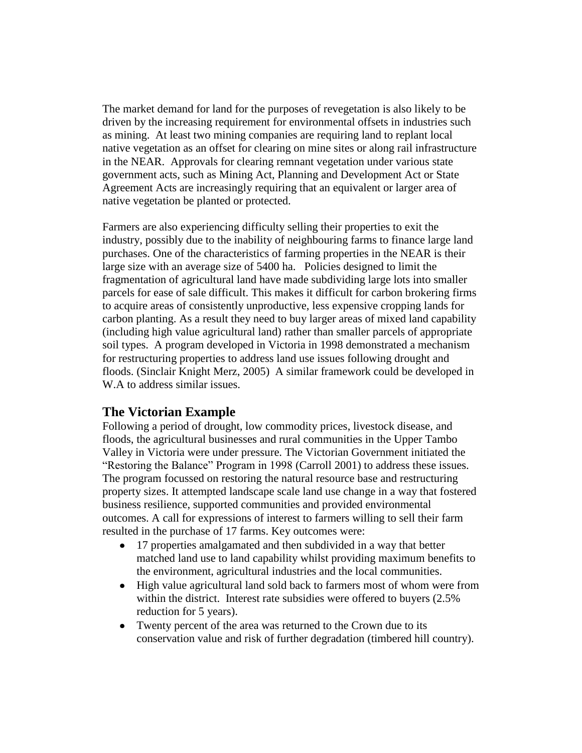The market demand for land for the purposes of revegetation is also likely to be driven by the increasing requirement for environmental offsets in industries such as mining. At least two mining companies are requiring land to replant local native vegetation as an offset for clearing on mine sites or along rail infrastructure in the NEAR. Approvals for clearing remnant vegetation under various state government acts, such as Mining Act, Planning and Development Act or State Agreement Acts are increasingly requiring that an equivalent or larger area of native vegetation be planted or protected.

Farmers are also experiencing difficulty selling their properties to exit the industry, possibly due to the inability of neighbouring farms to finance large land purchases. One of the characteristics of farming properties in the NEAR is their large size with an average size of 5400 ha. Policies designed to limit the fragmentation of agricultural land have made subdividing large lots into smaller parcels for ease of sale difficult. This makes it difficult for carbon brokering firms to acquire areas of consistently unproductive, less expensive cropping lands for carbon planting. As a result they need to buy larger areas of mixed land capability (including high value agricultural land) rather than smaller parcels of appropriate soil types. A program developed in Victoria in 1998 demonstrated a mechanism for restructuring properties to address land use issues following drought and floods. (Sinclair Knight Merz, 2005) A similar framework could be developed in W.A to address similar issues.

## The Victorian Example

Following a period of drought, low commodity prices, livestock disease, and floods, the agricultural businesses and rural communities in the Upper Tambo Valley in Victoria were under pressure. The Victorian Government initiated the "Restoring the Balance" Program in 1998 (Carroll 2001) to address these issues. The program focussed on restoring the natural resource base and restructuring property sizes. It attempted landscape scale land use change in a way that fostered business resilience, supported communities and provided environmental outcomes. A call for expressions of interest to farmers willing to sell their farm resulted in the purchase of 17 farms. Key outcomes were:

- 17 properties amalgamated and then subdivided in a way that better matched land use to land capability whilst providing maximum benefits to the environment, agricultural industries and the local communities.
- High value agricultural land sold back to farmers most of whom were from within the district. Interest rate subsidies were offered to buyers (2.5% reduction for 5 years).
- Twenty percent of the area was returned to the Crown due to its conservation value and risk of further degradation (timbered hill country).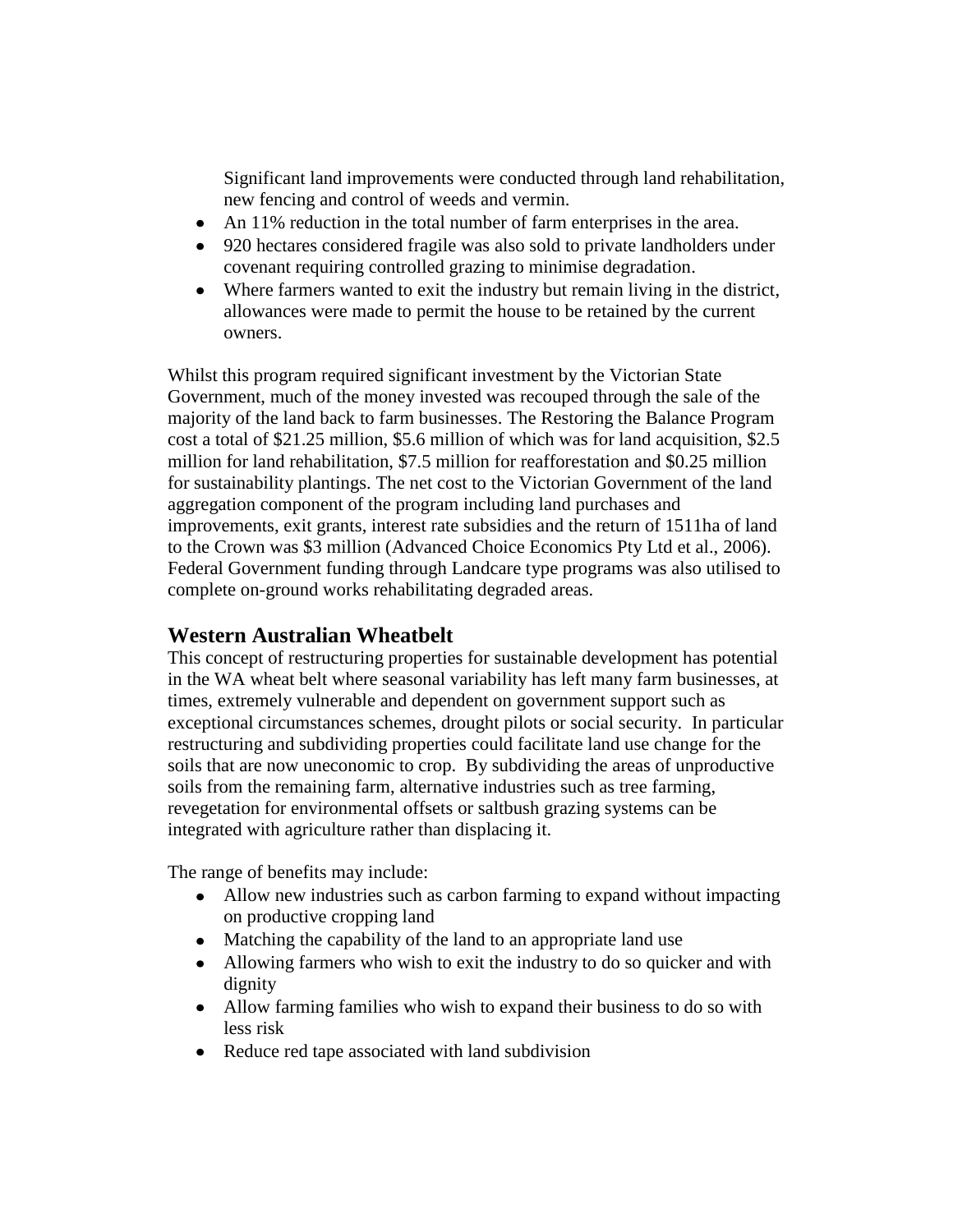Significant land improvements were conducted through land rehabilitation, new fencing and control of weeds and vermin.

- An 11% reduction in the total number of farm enterprises in the area.
- 920 hectares considered fragile was also sold to private landholders under covenant requiring controlled grazing to minimise degradation.
- Where farmers wanted to exit the industry but remain living in the district, allowances were made to permit the house to be retained by the current owners.

Whilst this program required significant investment by the Victorian State Government, much of the money invested was recouped through the sale of the majority of the land back to farm businesses. The Restoring the Balance Program cost a total of $21.25 million, $5.6 million of which was for land acquisition, $2.5 million for land rehabilitation, $7.5 million for reafforestation and $0.25 million for sustainability plantings. The net cost to the Victorian Government of the land aggregation component of the program including land purchases and improvements, exit grants, interest rate subsidies and the return of 1511ha of land to the Crown was $3 million (Advanced Choice Economics Pty Ltd et al., 2006). Federal Government funding through Landcare type programs was also utilised to complete on-ground works rehabilitating degraded areas.

## Western Australian Wheatbelt

This concept of restructuring properties for sustainable development has potential in the WA wheat belt where seasonal variability has left many farm businesses, at times, extremely vulnerable and dependent on government support such as exceptional circumstances schemes, drought pilots or social security. In particular restructuring and subdividing properties could facilitate land use change for the soils that are now uneconomic to crop. By subdividing the areas of unproductive soils from the remaining farm, alternative industries such as tree farming, revegetation for environmental offsets or saltbush grazing systems can be integrated with agriculture rather than displacing it.

The range of benefits may include:

- Allow new industries such as carbon farming to expand without impacting on productive cropping land
- Matching the capability of the land to an appropriate land use
- Allowing farmers who wish to exit the industry to do so quicker and with dignity
- Allow farming families who wish to expand their business to do so with less risk
- Reduce red tape associated with land subdivision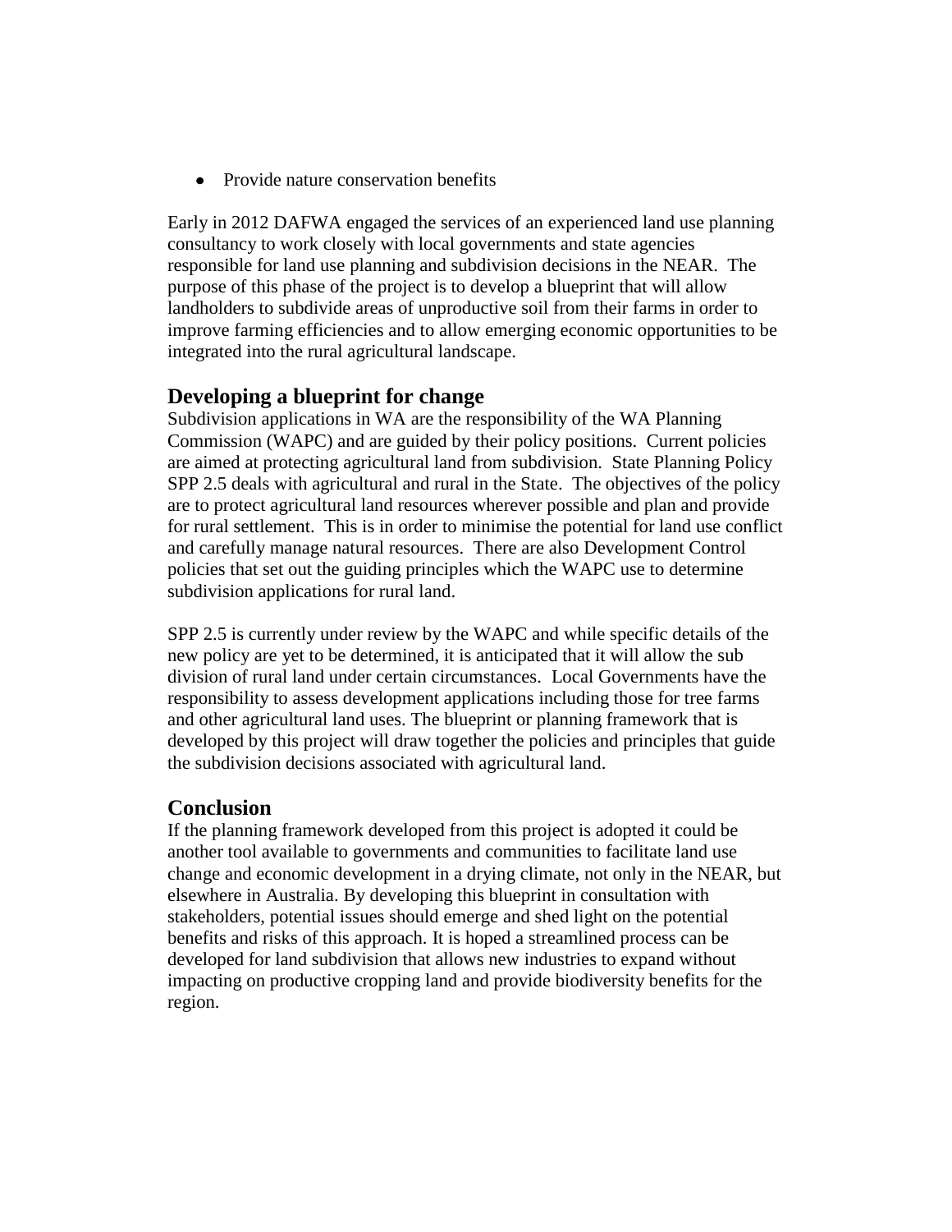- Provide nature conservation benefits

Early in 2012 DAFWA engaged the services of an experienced land use planning consultancy to work closely with local governments and state agencies responsible for land use planning and subdivision decisions in the NEAR. The purpose of this phase of the project is to develop a blueprint that will allow landholders to subdivide areas of unproductive soil from their farms in order to improve farming efficiencies and to allow emerging economic opportunities to be integrated into the rural agricultural landscape.

## Developing a blueprint for change

Subdivision applications in WA are the responsibility of the WA Planning Commission (WAPC) and are guided by their policy positions. Current policies are aimed at protecting agricultural land from subdivision. State Planning Policy SPP 2.5 deals with agricultural and rural in the State. The objectives of the policy are to protect agricultural land resources wherever possible and plan and provide for rural settlement. This is in order to minimise the potential for land use conflict and carefully manage natural resources. There are also Development Control policies that set out the guiding principles which the WAPC use to determine subdivision applications for rural land.

SPP 2.5 is currently under review by the WAPC and while specific details of the new policy are yet to be determined, it is anticipated that it will allow the sub division of rural land under certain circumstances. Local Governments have the responsibility to assess development applications including those for tree farms and other agricultural land uses. The blueprint or planning framework that is developed by this project will draw together the policies and principles that guide the subdivision decisions associated with agricultural land.

## Conclusion

If the planning framework developed from this project is adopted it could be another tool available to governments and communities to facilitate land use change and economic development in a drying climate, not only in the NEAR, but elsewhere in Australia. By developing this blueprint in consultation with stakeholders, potential issues should emerge and shed light on the potential benefits and risks of this approach. It is hoped a streamlined process can be developed for land subdivision that allows new industries to expand without impacting on productive cropping land and provide biodiversity benefits for the region.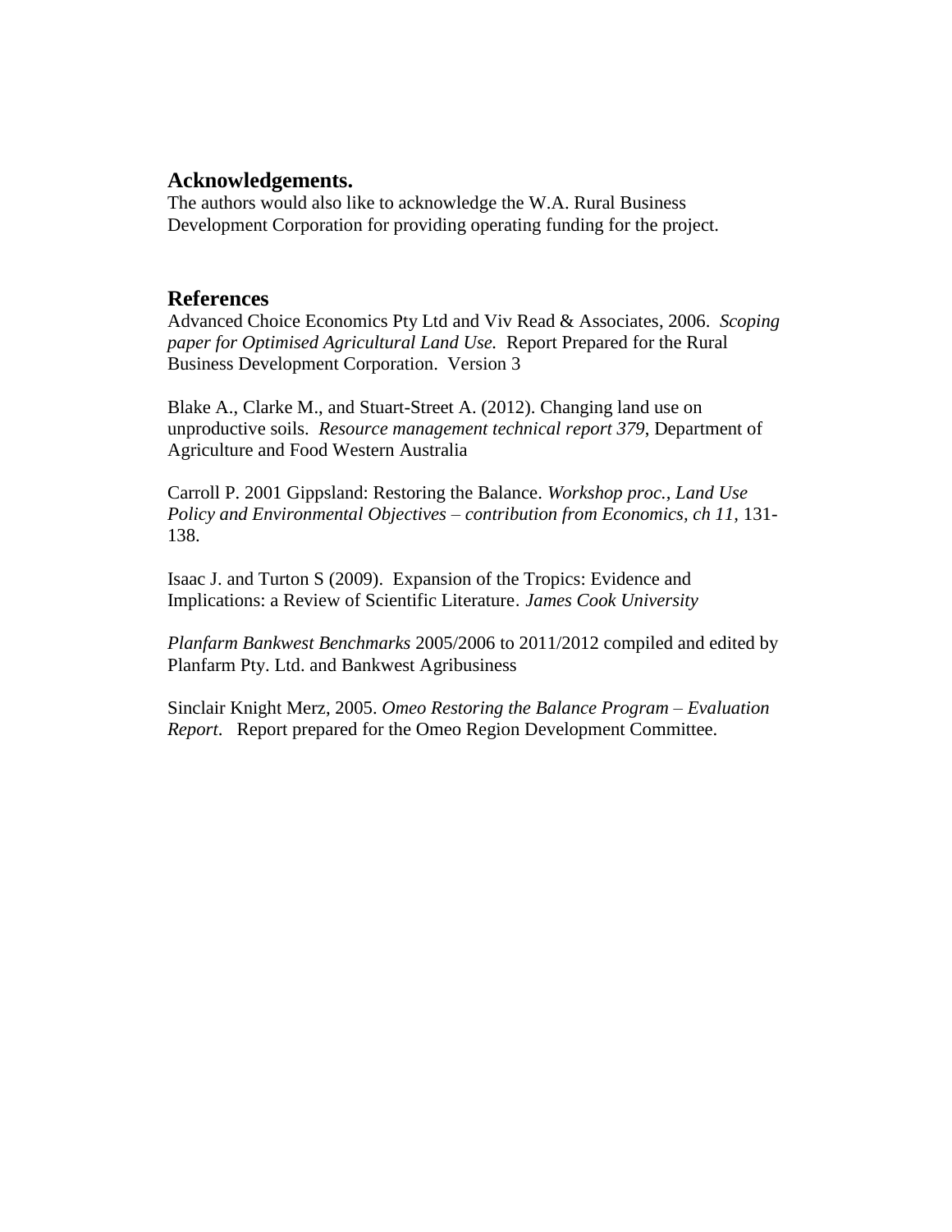## Acknowledgements.

The authors would also like to acknowledge the W.A. Rural Business Development Corporation for providing operating funding for the project.

## References

Advanced Choice Economics Pty Ltd and Viv Read & Associates, 2006. *Scoping paper for Optimised Agricultural Land Use.* Report Prepared for the Rural Business Development Corporation. Version 3

Blake A., Clarke M., and Stuart-Street A. (2012). Changing land use on unproductive soils. *Resource management technical report 379*, Department of Agriculture and Food Western Australia

Carroll P. 2001 Gippsland: Restoring the Balance. *Workshop proc., Land Use Policy and Environmental Objectives – contribution from Economics, ch 11*, 131-138.

Isaac J. and Turton S (2009). Expansion of the Tropics: Evidence and Implications: a Review of Scientific Literature. *James Cook University*

*Planfarm Bankwest Benchmarks* 2005/2006 to 2011/2012 compiled and edited by Planfarm Pty. Ltd. and Bankwest Agribusiness

Sinclair Knight Merz, 2005. *Omeo Restoring the Balance Program – Evaluation Report*. Report prepared for the Omeo Region Development Committee.